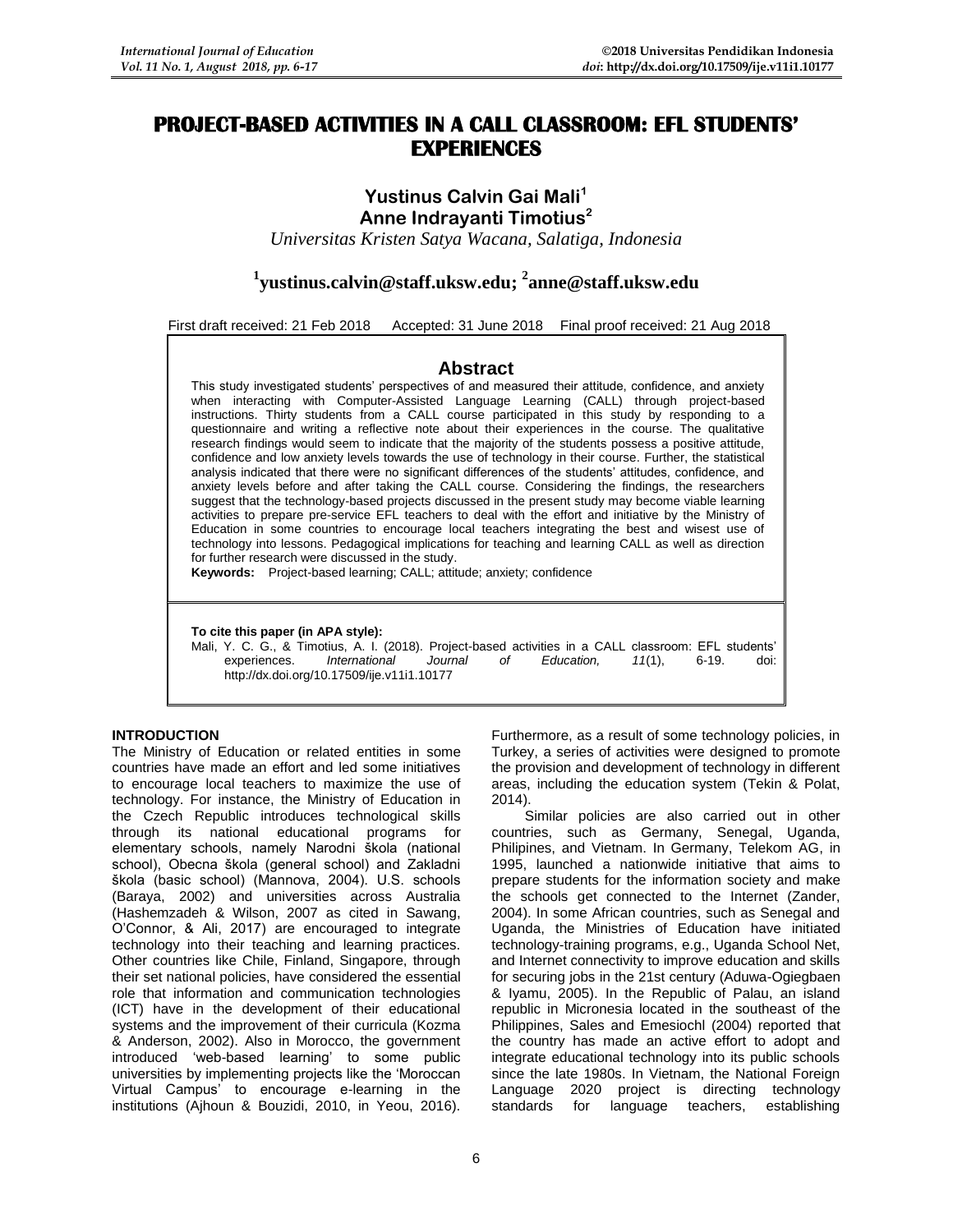# PROJECT-BASED ACTIVITIES IN A CALL CLASSROOM: EFL STUDENTS' EXPERIENCES

**Yustinus Calvin Gai Mali[1]**
**Anne Indrayanti Timotius[2]**

*Universitas Kristen Satya Wacana, Salatiga, Indonesia*

**[1]yustinus.calvin@staff.uksw.edu; [2]anne@staff.uksw.edu**

First draft received: 21 Feb 2018 Accepted: 31 June 2018 Final proof received: 21 Aug 2018

## Abstract

This study investigated students' perspectives of and measured their attitude, confidence, and anxiety when interacting with Computer-Assisted Language Learning (CALL) through project-based instructions. Thirty students from a CALL course participated in this study by responding to a questionnaire and writing a reflective note about their experiences in the course. The qualitative research findings would seem to indicate that the majority of the students possess a positive attitude, confidence and low anxiety levels towards the use of technology in their course. Further, the statistical analysis indicated that there were no significant differences of the students' attitudes, confidence, and anxiety levels before and after taking the CALL course. Considering the findings, the researchers suggest that the technology-based projects discussed in the present study may become viable learning activities to prepare pre-service EFL teachers to deal with the effort and initiative by the Ministry of Education in some countries to encourage local teachers integrating the best and wisest use of technology into lessons. Pedagogical implications for teaching and learning CALL as well as direction for further research were discussed in the study.

**Keywords:** Project-based learning; CALL; attitude; anxiety; confidence

**To cite this paper (in APA style):**
Mali, Y. C. G., & Timotius, A. I. (2018). Project-based activities in a CALL classroom: EFL students' experiences. *International Journal of Education, 11*(1), 6-19. doi: http://dx.doi.org/10.17509/ije.v11i1.10177

## INTRODUCTION

The Ministry of Education or related entities in some countries have made an effort and led some initiatives to encourage local teachers to maximize the use of technology. For instance, the Ministry of Education in the Czech Republic introduces technological skills through its national educational programs for elementary schools, namely Narodni škola (national school), Obecna škola (general school) and Zakladni škola (basic school) (Mannova, 2004). U.S. schools (Baraya, 2002) and universities across Australia (Hashemzadeh & Wilson, 2007 as cited in Sawang, O'Connor, & Ali, 2017) are encouraged to integrate technology into their teaching and learning practices. Other countries like Chile, Finland, Singapore, through their set national policies, have considered the essential role that information and communication technologies (ICT) have in the development of their educational systems and the improvement of their curricula (Kozma & Anderson, 2002). Also in Morocco, the government introduced 'web-based learning' to some public universities by implementing projects like the 'Moroccan Virtual Campus' to encourage e-learning in the institutions (Ajhoun & Bouzidi, 2010, in Yeou, 2016). Furthermore, as a result of some technology policies, in Turkey, a series of activities were designed to promote the provision and development of technology in different areas, including the education system (Tekin & Polat, 2014).

Similar policies are also carried out in other countries, such as Germany, Senegal, Uganda, Philipines, and Vietnam. In Germany, Telekom AG, in 1995, launched a nationwide initiative that aims to prepare students for the information society and make the schools get connected to the Internet (Zander, 2004). In some African countries, such as Senegal and Uganda, the Ministries of Education have initiated technology-training programs, e.g., Uganda School Net, and Internet connectivity to improve education and skills for securing jobs in the 21st century (Aduwa-Ogiegbaen & Iyamu, 2005). In the Republic of Palau, an island republic in Micronesia located in the southeast of the Philippines, Sales and Emesiochl (2004) reported that the country has made an active effort to adopt and integrate educational technology into its public schools since the late 1980s. In Vietnam, the National Foreign Language 2020 project is directing technology standards for language teachers, establishing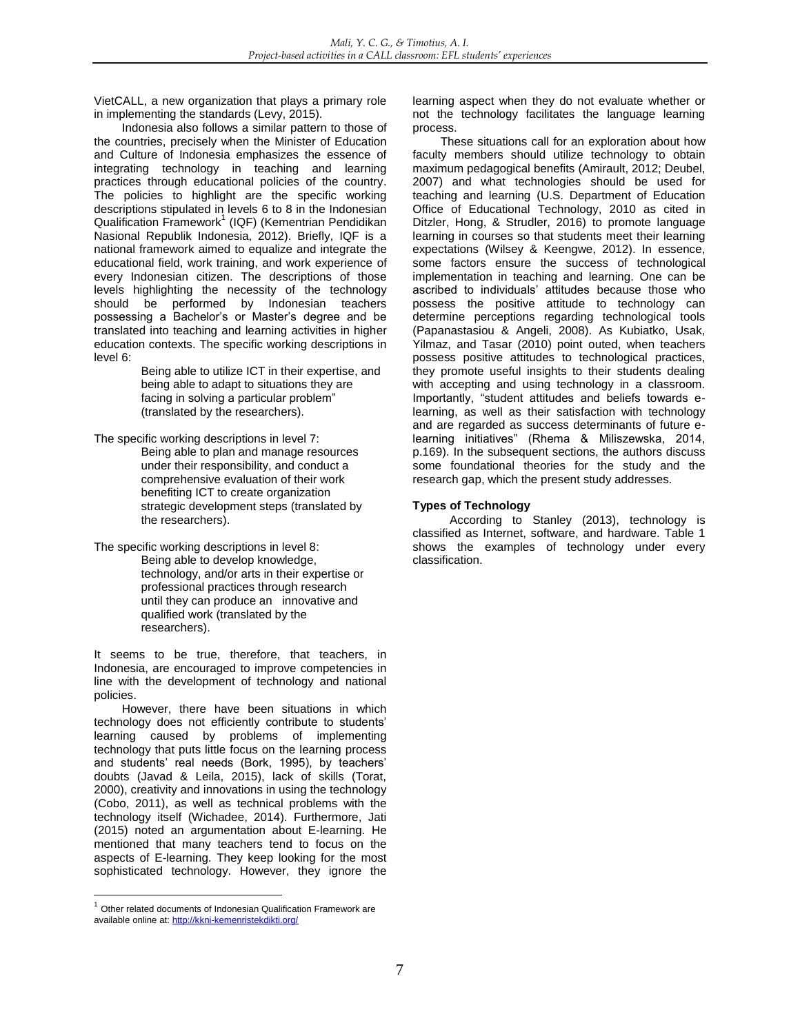VietCALL, a new organization that plays a primary role in implementing the standards (Levy, 2015).

Indonesia also follows a similar pattern to those of the countries, precisely when the Minister of Education and Culture of Indonesia emphasizes the essence of integrating technology in teaching and learning practices through educational policies of the country. The policies to highlight are the specific working descriptions stipulated in levels 6 to 8 in the Indonesian Qualification Framework[1] (IQF) (Kementrian Pendidikan Nasional Republik Indonesia, 2012). Briefly, IQF is a national framework aimed to equalize and integrate the educational field, work training, and work experience of every Indonesian citizen. The descriptions of those levels highlighting the necessity of the technology should be performed by Indonesian teachers possessing a Bachelor's or Master's degree and be translated into teaching and learning activities in higher education contexts. The specific working descriptions in level 6:

> Being able to utilize ICT in their expertise, and being able to adapt to situations they are facing in solving a particular problem" (translated by the researchers).

The specific working descriptions in level 7:

> Being able to plan and manage resources under their responsibility, and conduct a comprehensive evaluation of their work benefiting ICT to create organization strategic development steps (translated by the researchers).

The specific working descriptions in level 8:

> Being able to develop knowledge, technology, and/or arts in their expertise or professional practices through research until they can produce an innovative and qualified work (translated by the researchers).

It seems to be true, therefore, that teachers, in Indonesia, are encouraged to improve competencies in line with the development of technology and national policies.

However, there have been situations in which technology does not efficiently contribute to students' learning caused by problems of implementing technology that puts little focus on the learning process and students' real needs (Bork, 1995), by teachers' doubts (Javad & Leila, 2015), lack of skills (Torat, 2000), creativity and innovations in using the technology (Cobo, 2011), as well as technical problems with the technology itself (Wichadee, 2014). Furthermore, Jati (2015) noted an argumentation about E-learning. He mentioned that many teachers tend to focus on the aspects of E-learning. They keep looking for the most sophisticated technology. However, they ignore the learning aspect when they do not evaluate whether or not the technology facilitates the language learning process.

These situations call for an exploration about how faculty members should utilize technology to obtain maximum pedagogical benefits (Amirault, 2012; Deubel, 2007) and what technologies should be used for teaching and learning (U.S. Department of Education Office of Educational Technology, 2010 as cited in Ditzler, Hong, & Strudler, 2016) to promote language learning in courses so that students meet their learning expectations (Wilsey & Keengwe, 2012). In essence, some factors ensure the success of technological implementation in teaching and learning. One can be ascribed to individuals' attitudes because those who possess the positive attitude to technology can determine perceptions regarding technological tools (Papanastasiou & Angeli, 2008). As Kubiatko, Usak, Yilmaz, and Tasar (2010) point outed, when teachers possess positive attitudes to technological practices, they promote useful insights to their students dealing with accepting and using technology in a classroom. Importantly, "student attitudes and beliefs towards e-learning, as well as their satisfaction with technology and are regarded as success determinants of future e-learning initiatives" (Rhema & Miliszewska, 2014, p.169). In the subsequent sections, the authors discuss some foundational theories for the study and the research gap, which the present study addresses.

### Types of Technology

According to Stanley (2013), technology is classified as Internet, software, and hardware. Table 1 shows the examples of technology under every classification.

---

[1] Other related documents of Indonesian Qualification Framework are available online at: http://kkni-kemenristekdikti.org/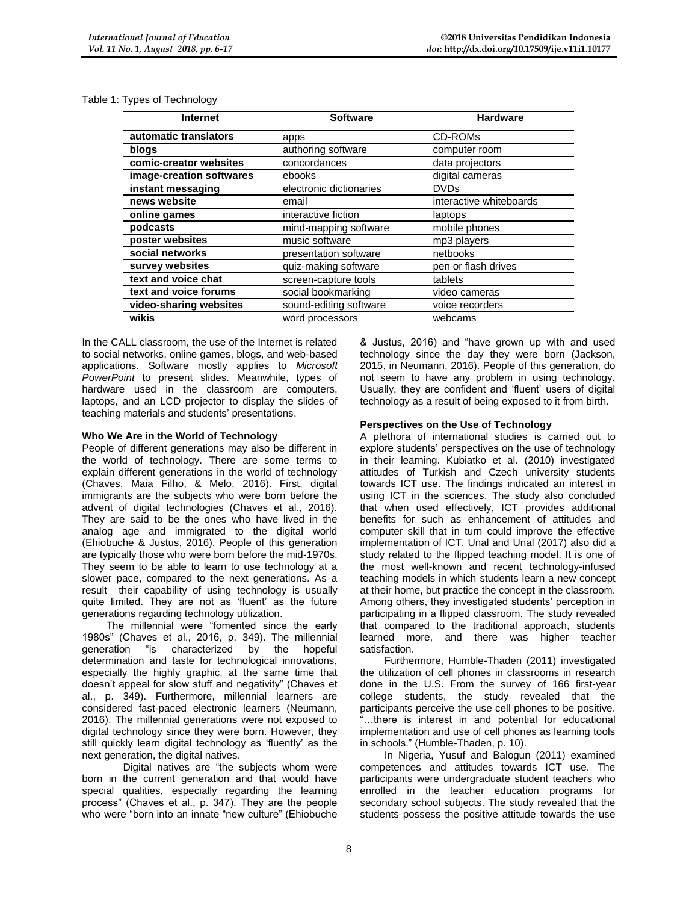Table 1: Types of Technology

| Internet | Software | Hardware |
|---|---|---|
| **automatic translators** | apps | CD-ROMs |
| **blogs** | authoring software | computer room |
| **comic-creator websites** | concordances | data projectors |
| **image-creation softwares** | ebooks | digital cameras |
| **instant messaging** | electronic dictionaries | DVDs |
| **news website** | email | interactive whiteboards |
| **online games** | interactive fiction | laptops |
| **podcasts** | mind-mapping software | mobile phones |
| **poster websites** | music software | mp3 players |
| **social networks** | presentation software | netbooks |
| **survey websites** | quiz-making software | pen or flash drives |
| **text and voice chat** | screen-capture tools | tablets |
| **text and voice forums** | social bookmarking | video cameras |
| **video-sharing websites** | sound-editing software | voice recorders |
| **wikis** | word processors | webcams |

In the CALL classroom, the use of the Internet is related to social networks, online games, blogs, and web-based applications. Software mostly applies to *Microsoft PowerPoint* to present slides. Meanwhile, types of hardware used in the classroom are computers, laptops, and an LCD projector to display the slides of teaching materials and students' presentations.

**Who We Are in the World of Technology**

People of different generations may also be different in the world of technology. There are some terms to explain different generations in the world of technology (Chaves, Maia Filho, & Melo, 2016). First, digital immigrants are the subjects who were born before the advent of digital technologies (Chaves et al., 2016). They are said to be the ones who have lived in the analog age and immigrated to the digital world (Ehiobuche & Justus, 2016). People of this generation are typically those who were born before the mid-1970s. They seem to be able to learn to use technology at a slower pace, compared to the next generations. As a result their capability of using technology is usually quite limited. They are not as 'fluent' as the future generations regarding technology utilization.

The millennial were "fomented since the early 1980s" (Chaves et al., 2016, p. 349). The millennial generation "is characterized by the hopeful determination and taste for technological innovations, especially the highly graphic, at the same time that doesn't appeal for slow stuff and negativity" (Chaves et al., p. 349). Furthermore, millennial learners are considered fast-paced electronic learners (Neumann, 2016). The millennial generations were not exposed to digital technology since they were born. However, they still quickly learn digital technology as 'fluently' as the next generation, the digital natives.

Digital natives are "the subjects whom were born in the current generation and that would have special qualities, especially regarding the learning process" (Chaves et al., p. 347). They are the people who were "born into an innate "new culture" (Ehiobuche & Justus, 2016) and "have grown up with and used technology since the day they were born (Jackson, 2015, in Neumann, 2016). People of this generation, do not seem to have any problem in using technology. Usually, they are confident and 'fluent' users of digital technology as a result of being exposed to it from birth.

**Perspectives on the Use of Technology**

A plethora of international studies is carried out to explore students' perspectives on the use of technology in their learning. Kubiatko et al. (2010) investigated attitudes of Turkish and Czech university students towards ICT use. The findings indicated an interest in using ICT in the sciences. The study also concluded that when used effectively, ICT provides additional benefits for such as enhancement of attitudes and computer skill that in turn could improve the effective implementation of ICT. Unal and Unal (2017) also did a study related to the flipped teaching model. It is one of the most well-known and recent technology-infused teaching models in which students learn a new concept at their home, but practice the concept in the classroom. Among others, they investigated students' perception in participating in a flipped classroom. The study revealed that compared to the traditional approach, students learned more, and there was higher teacher satisfaction.

Furthermore, Humble-Thaden (2011) investigated the utilization of cell phones in classrooms in research done in the U.S. From the survey of 166 first-year college students, the study revealed that the participants perceive the use cell phones to be positive. "…there is interest in and potential for educational implementation and use of cell phones as learning tools in schools." (Humble-Thaden, p. 10).

In Nigeria, Yusuf and Balogun (2011) examined competences and attitudes towards ICT use. The participants were undergraduate student teachers who enrolled in the teacher education programs for secondary school subjects. The study revealed that the students possess the positive attitude towards the use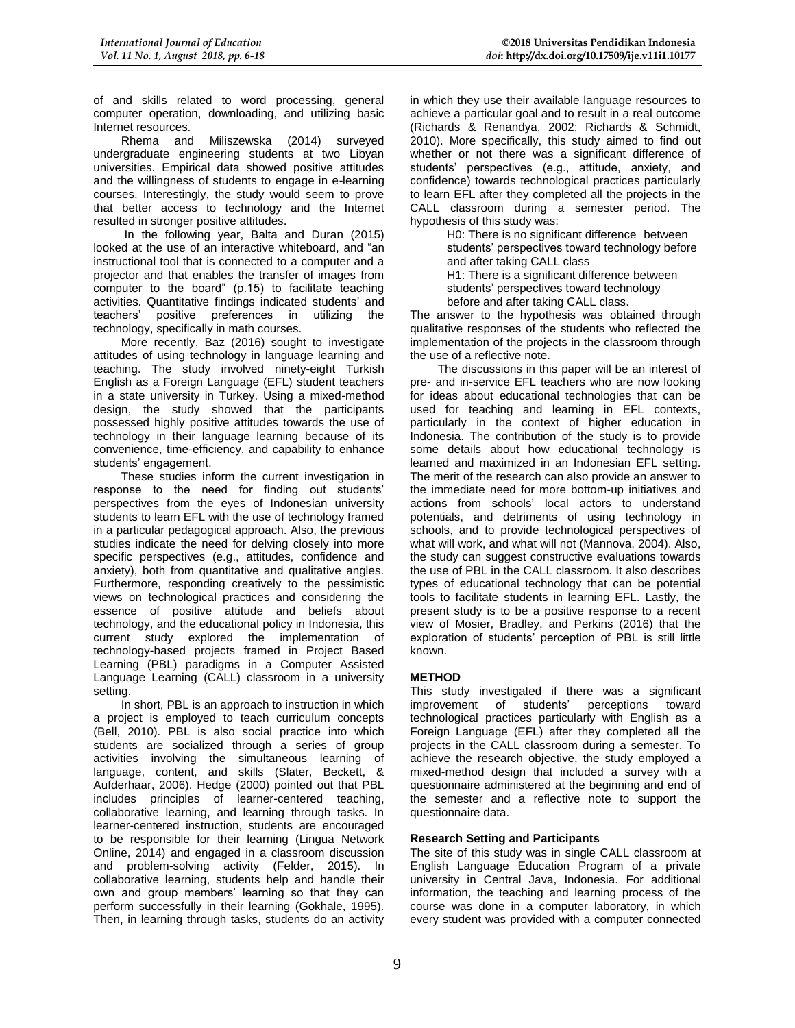of and skills related to word processing, general computer operation, downloading, and utilizing basic Internet resources.

Rhema and Miliszewska (2014) surveyed undergraduate engineering students at two Libyan universities. Empirical data showed positive attitudes and the willingness of students to engage in e-learning courses. Interestingly, the study would seem to prove that better access to technology and the Internet resulted in stronger positive attitudes.

In the following year, Balta and Duran (2015) looked at the use of an interactive whiteboard, and "an instructional tool that is connected to a computer and a projector and that enables the transfer of images from computer to the board" (p.15) to facilitate teaching activities. Quantitative findings indicated students' and teachers' positive preferences in utilizing the technology, specifically in math courses.

More recently, Baz (2016) sought to investigate attitudes of using technology in language learning and teaching. The study involved ninety-eight Turkish English as a Foreign Language (EFL) student teachers in a state university in Turkey. Using a mixed-method design, the study showed that the participants possessed highly positive attitudes towards the use of technology in their language learning because of its convenience, time-efficiency, and capability to enhance students' engagement.

These studies inform the current investigation in response to the need for finding out students' perspectives from the eyes of Indonesian university students to learn EFL with the use of technology framed in a particular pedagogical approach. Also, the previous studies indicate the need for delving closely into more specific perspectives (e.g., attitudes, confidence and anxiety), both from quantitative and qualitative angles. Furthermore, responding creatively to the pessimistic views on technological practices and considering the essence of positive attitude and beliefs about technology, and the educational policy in Indonesia, this current study explored the implementation of technology-based projects framed in Project Based Learning (PBL) paradigms in a Computer Assisted Language Learning (CALL) classroom in a university setting.

In short, PBL is an approach to instruction in which a project is employed to teach curriculum concepts (Bell, 2010). PBL is also social practice into which students are socialized through a series of group activities involving the simultaneous learning of language, content, and skills (Slater, Beckett, & Aufderhaar, 2006). Hedge (2000) pointed out that PBL includes principles of learner-centered teaching, collaborative learning, and learning through tasks. In learner-centered instruction, students are encouraged to be responsible for their learning (Lingua Network Online, 2014) and engaged in a classroom discussion and problem-solving activity (Felder, 2015). In collaborative learning, students help and handle their own and group members' learning so that they can perform successfully in their learning (Gokhale, 1995). Then, in learning through tasks, students do an activity in which they use their available language resources to achieve a particular goal and to result in a real outcome (Richards & Renandya, 2002; Richards & Schmidt, 2010). More specifically, this study aimed to find out whether or not there was a significant difference of students' perspectives (e.g., attitude, anxiety, and confidence) towards technological practices particularly to learn EFL after they completed all the projects in the CALL classroom during a semester period. The hypothesis of this study was:

> H0: There is no significant difference between students' perspectives toward technology before and after taking CALL class
>
> H1: There is a significant difference between students' perspectives toward technology before and after taking CALL class.

The answer to the hypothesis was obtained through qualitative responses of the students who reflected the implementation of the projects in the classroom through the use of a reflective note.

The discussions in this paper will be an interest of pre- and in-service EFL teachers who are now looking for ideas about educational technologies that can be used for teaching and learning in EFL contexts, particularly in the context of higher education in Indonesia. The contribution of the study is to provide some details about how educational technology is learned and maximized in an Indonesian EFL setting. The merit of the research can also provide an answer to the immediate need for more bottom-up initiatives and actions from schools' local actors to understand potentials, and detriments of using technology in schools, and to provide technological perspectives of what will work, and what will not (Mannova, 2004). Also, the study can suggest constructive evaluations towards the use of PBL in the CALL classroom. It also describes types of educational technology that can be potential tools to facilitate students in learning EFL. Lastly, the present study is to be a positive response to a recent view of Mosier, Bradley, and Perkins (2016) that the exploration of students' perception of PBL is still little known.

## METHOD

This study investigated if there was a significant improvement of students' perceptions toward technological practices particularly with English as a Foreign Language (EFL) after they completed all the projects in the CALL classroom during a semester. To achieve the research objective, the study employed a mixed-method design that included a survey with a questionnaire administered at the beginning and end of the semester and a reflective note to support the questionnaire data.

### Research Setting and Participants

The site of this study was in single CALL classroom at English Language Education Program of a private university in Central Java, Indonesia. For additional information, the teaching and learning process of the course was done in a computer laboratory, in which every student was provided with a computer connected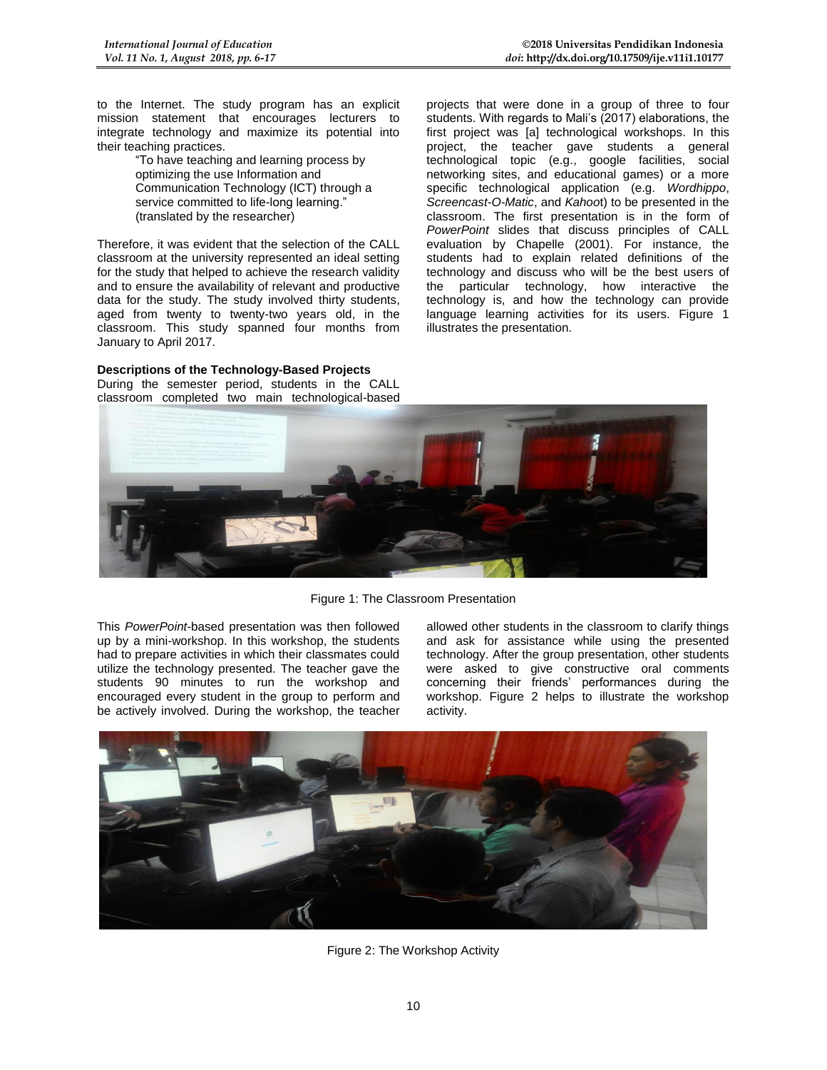to the Internet. The study program has an explicit mission statement that encourages lecturers to integrate technology and maximize its potential into their teaching practices.

> "To have teaching and learning process by optimizing the use Information and Communication Technology (ICT) through a service committed to life-long learning." (translated by the researcher)

Therefore, it was evident that the selection of the CALL classroom at the university represented an ideal setting for the study that helped to achieve the research validity and to ensure the availability of relevant and productive data for the study. The study involved thirty students, aged from twenty to twenty-two years old, in the classroom. This study spanned four months from January to April 2017.

**Descriptions of the Technology-Based Projects**

During the semester period, students in the CALL classroom completed two main technological-based projects that were done in a group of three to four students. With regards to Mali's (2017) elaborations, the first project was [a] technological workshops. In this project, the teacher gave students a general technological topic (e.g., google facilities, social networking sites, and educational games) or a more specific technological application (e.g. *Wordhippo*, *Screencast-O-Matic*, and *Kahoot*) to be presented in the classroom. The first presentation is in the form of *PowerPoint* slides that discuss principles of CALL evaluation by Chapelle (2001). For instance, the students had to explain related definitions of the technology and discuss who will be the best users of the particular technology, how interactive the technology is, and how the technology can provide language learning activities for its users. Figure 1 illustrates the presentation.

Figure 1: The Classroom Presentation

This *PowerPoint*-based presentation was then followed up by a mini-workshop. In this workshop, the students had to prepare activities in which their classmates could utilize the technology presented. The teacher gave the students 90 minutes to run the workshop and encouraged every student in the group to perform and be actively involved. During the workshop, the teacher allowed other students in the classroom to clarify things and ask for assistance while using the presented technology. After the group presentation, other students were asked to give constructive oral comments concerning their friends' performances during the workshop. Figure 2 helps to illustrate the workshop activity.

Figure 2: The Workshop Activity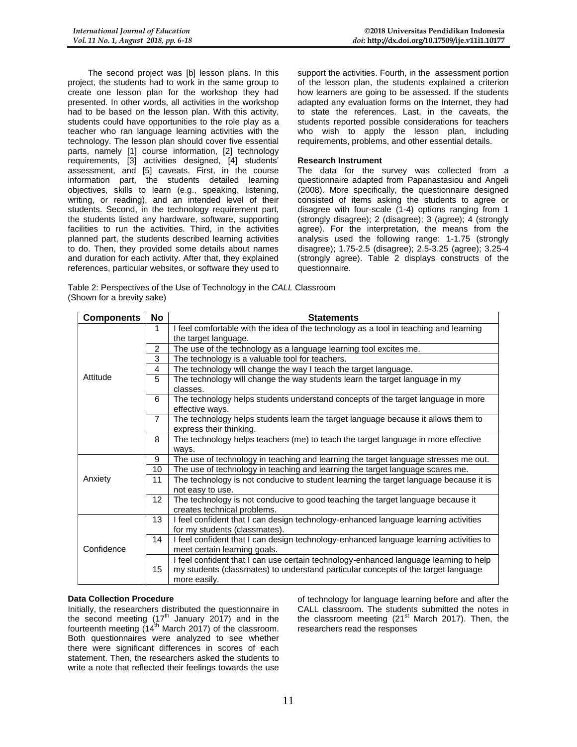The second project was [b] lesson plans. In this project, the students had to work in the same group to create one lesson plan for the workshop they had presented. In other words, all activities in the workshop had to be based on the lesson plan. With this activity, students could have opportunities to the role play as a teacher who ran language learning activities with the technology. The lesson plan should cover five essential parts, namely [1] course information, [2] technology requirements, [3] activities designed, [4] students' assessment, and [5] caveats. First, in the course information part, the students detailed learning objectives, skills to learn (e.g., speaking, listening, writing, or reading), and an intended level of their students. Second, in the technology requirement part, the students listed any hardware, software, supporting facilities to run the activities. Third, in the activities planned part, the students described learning activities to do. Then, they provided some details about names and duration for each activity. After that, they explained references, particular websites, or software they used to support the activities. Fourth, in the assessment portion of the lesson plan, the students explained a criterion how learners are going to be assessed. If the students adapted any evaluation forms on the Internet, they had to state the references. Last, in the caveats, the students reported possible considerations for teachers who wish to apply the lesson plan, including requirements, problems, and other essential details.

**Research Instrument**

The data for the survey was collected from a questionnaire adapted from Papanastasiou and Angeli (2008). More specifically, the questionnaire designed consisted of items asking the students to agree or disagree with four-scale (1-4) options ranging from 1 (strongly disagree); 2 (disagree); 3 (agree); 4 (strongly agree). For the interpretation, the means from the analysis used the following range: 1-1.75 (strongly disagree); 1.75-2.5 (disagree); 2.5-3.25 (agree); 3.25-4 (strongly agree). Table 2 displays constructs of the questionnaire.

Table 2: Perspectives of the Use of Technology in the *CALL* Classroom (Shown for a brevity sake)

| Components | No | Statements |
|---|---|---|
| Attitude | 1 | I feel comfortable with the idea of the technology as a tool in teaching and learning the target language. |
| | 2 | The use of the technology as a language learning tool excites me. |
| | 3 | The technology is a valuable tool for teachers. |
| | 4 | The technology will change the way I teach the target language. |
| | 5 | The technology will change the way students learn the target language in my classes. |
| | 6 | The technology helps students understand concepts of the target language in more effective ways. |
| | 7 | The technology helps students learn the target language because it allows them to express their thinking. |
| | 8 | The technology helps teachers (me) to teach the target language in more effective ways. |
| Anxiety | 9 | The use of technology in teaching and learning the target language stresses me out. |
| | 10 | The use of technology in teaching and learning the target language scares me. |
| | 11 | The technology is not conducive to student learning the target language because it is not easy to use. |
| | 12 | The technology is not conducive to good teaching the target language because it creates technical problems. |
| Confidence | 13 | I feel confident that I can design technology-enhanced language learning activities for my students (classmates). |
| | 14 | I feel confident that I can design technology-enhanced language learning activities to meet certain learning goals. |
| | 15 | I feel confident that I can use certain technology-enhanced language learning to help my students (classmates) to understand particular concepts of the target language more easily. |

**Data Collection Procedure**

Initially, the researchers distributed the questionnaire in the second meeting (17th January 2017) and in the fourteenth meeting (14th March 2017) of the classroom. Both questionnaires were analyzed to see whether there were significant differences in scores of each statement. Then, the researchers asked the students to write a note that reflected their feelings towards the use of technology for language learning before and after the CALL classroom. The students submitted the notes in the classroom meeting (21st March 2017). Then, the researchers read the responses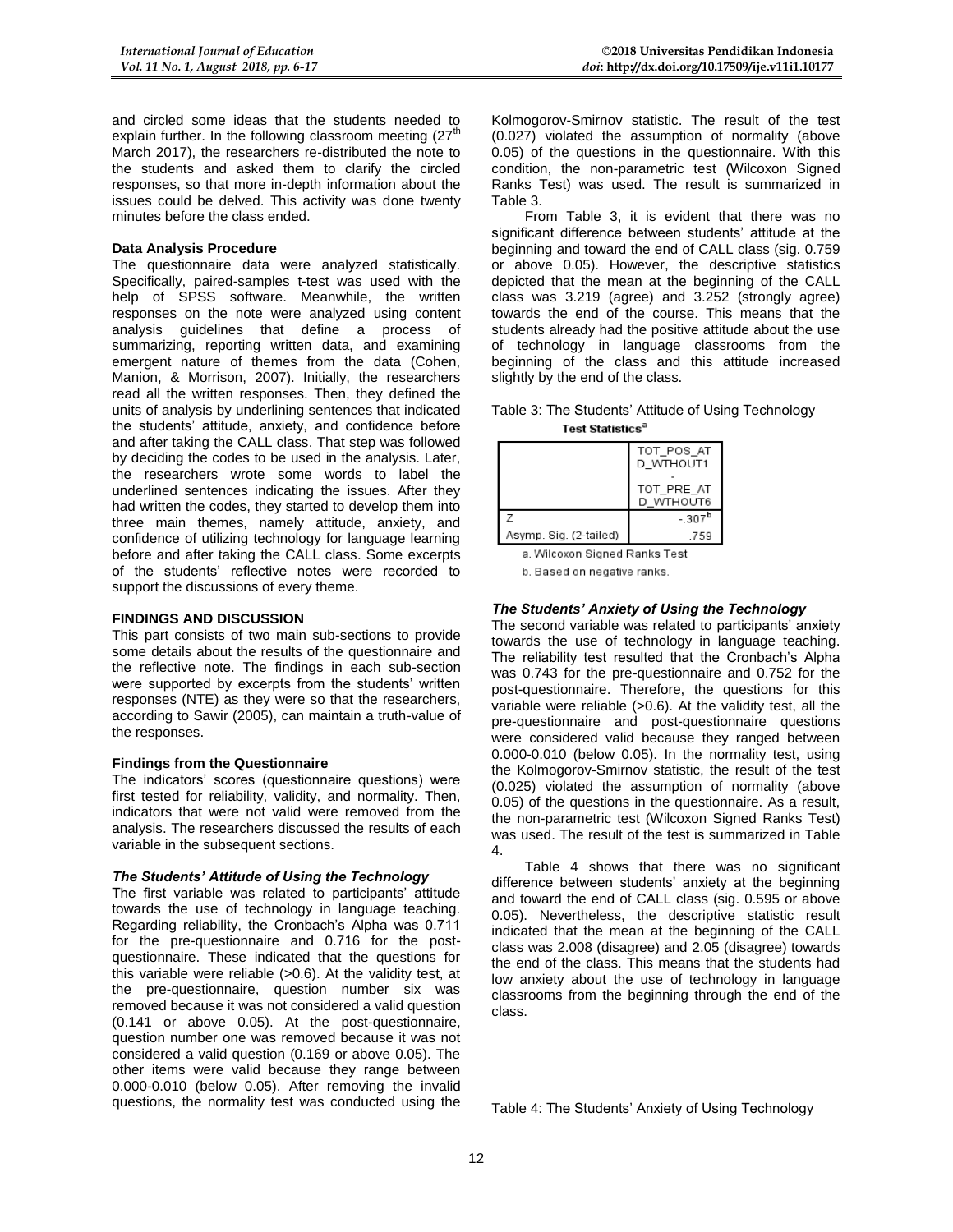and circled some ideas that the students needed to explain further. In the following classroom meeting (27th March 2017), the researchers re-distributed the note to the students and asked them to clarify the circled responses, so that more in-depth information about the issues could be delved. This activity was done twenty minutes before the class ended.

**Data Analysis Procedure**

The questionnaire data were analyzed statistically. Specifically, paired-samples t-test was used with the help of SPSS software. Meanwhile, the written responses on the note were analyzed using content analysis guidelines that define a process of summarizing, reporting written data, and examining emergent nature of themes from the data (Cohen, Manion, & Morrison, 2007). Initially, the researchers read all the written responses. Then, they defined the units of analysis by underlining sentences that indicated the students' attitude, anxiety, and confidence before and after taking the CALL class. That step was followed by deciding the codes to be used in the analysis. Later, the researchers wrote some words to label the underlined sentences indicating the issues. After they had written the codes, they started to develop them into three main themes, namely attitude, anxiety, and confidence of utilizing technology for language learning before and after taking the CALL class. Some excerpts of the students' reflective notes were recorded to support the discussions of every theme.

## FINDINGS AND DISCUSSION

This part consists of two main sub-sections to provide some details about the results of the questionnaire and the reflective note. The findings in each sub-section were supported by excerpts from the students' written responses (NTE) as they were so that the researchers, according to Sawir (2005), can maintain a truth-value of the responses.

### Findings from the Questionnaire

The indicators' scores (questionnaire questions) were first tested for reliability, validity, and normality. Then, indicators that were not valid were removed from the analysis. The researchers discussed the results of each variable in the subsequent sections.

#### *The Students' Attitude of Using the Technology*

The first variable was related to participants' attitude towards the use of technology in language teaching. Regarding reliability, the Cronbach's Alpha was 0.711 for the pre-questionnaire and 0.716 for the post-questionnaire. These indicated that the questions for this variable were reliable (>0.6). At the validity test, at the pre-questionnaire, question number six was removed because it was not considered a valid question (0.141 or above 0.05). At the post-questionnaire, question number one was removed because it was not considered a valid question (0.169 or above 0.05). The other items were valid because they range between 0.000-0.010 (below 0.05). After removing the invalid questions, the normality test was conducted using the Kolmogorov-Smirnov statistic. The result of the test (0.027) violated the assumption of normality (above 0.05) of the questions in the questionnaire. With this condition, the non-parametric test (Wilcoxon Signed Ranks Test) was used. The result is summarized in Table 3.

From Table 3, it is evident that there was no significant difference between students' attitude at the beginning and toward the end of CALL class (sig. 0.759 or above 0.05). However, the descriptive statistics depicted that the mean at the beginning of the CALL class was 3.219 (agree) and 3.252 (strongly agree) towards the end of the course. This means that the students already had the positive attitude about the use of technology in language classrooms from the beginning of the class and this attitude increased slightly by the end of the class.

Table 3: The Students' Attitude of Using Technology

**Test Statistics**[a]

| | TOT_POS_ATD_WTHOUT1 - TOT_PRE_ATD_WTHOUT6 |
|---|---|
| Z | -.307[b] |
| Asymp. Sig. (2-tailed) | .759 |

a. Wilcoxon Signed Ranks Test

b. Based on negative ranks.

#### *The Students' Anxiety of Using the Technology*

The second variable was related to participants' anxiety towards the use of technology in language teaching. The reliability test resulted that the Cronbach's Alpha was 0.743 for the pre-questionnaire and 0.752 for the post-questionnaire. Therefore, the questions for this variable were reliable (>0.6). At the validity test, all the pre-questionnaire and post-questionnaire questions were considered valid because they ranged between 0.000-0.010 (below 0.05). In the normality test, using the Kolmogorov-Smirnov statistic, the result of the test (0.025) violated the assumption of normality (above 0.05) of the questions in the questionnaire. As a result, the non-parametric test (Wilcoxon Signed Ranks Test) was used. The result of the test is summarized in Table 4.

Table 4 shows that there was no significant difference between students' anxiety at the beginning and toward the end of CALL class (sig. 0.595 or above 0.05). Nevertheless, the descriptive statistic result indicated that the mean at the beginning of the CALL class was 2.008 (disagree) and 2.05 (disagree) towards the end of the class. This means that the students had low anxiety about the use of technology in language classrooms from the beginning through the end of the class.

Table 4: The Students' Anxiety of Using Technology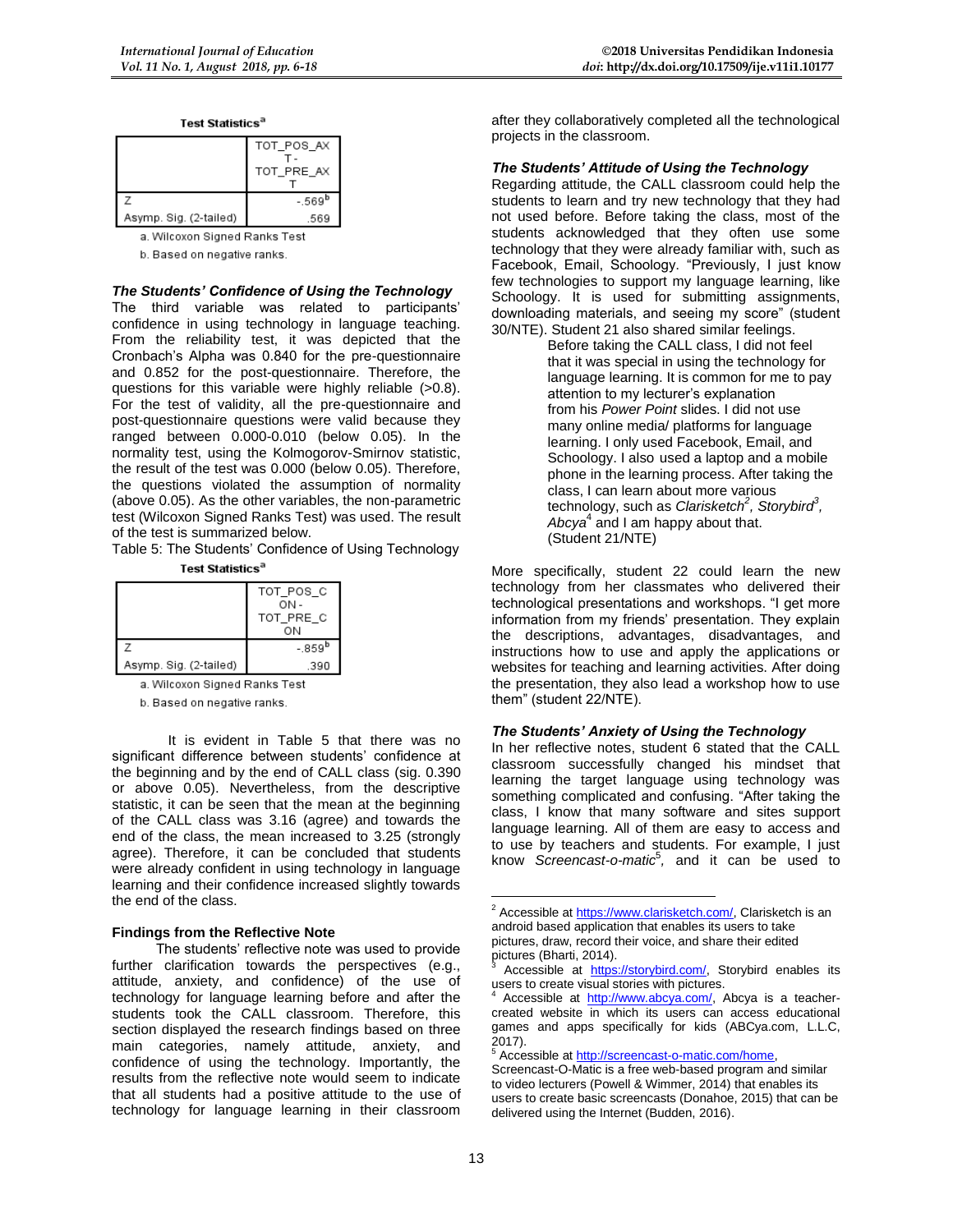**Test Statistics**[a]

| | TOT_POS_AXT - TOT_PRE_AXT |
|---|---|
| Z | -.569[b] |
| Asymp. Sig. (2-tailed) | .569 |

a. Wilcoxon Signed Ranks Test

b. Based on negative ranks.

### The Students' Confidence of Using the Technology

The third variable was related to participants' confidence in using technology in language teaching. From the reliability test, it was depicted that the Cronbach's Alpha was 0.840 for the pre-questionnaire and 0.852 for the post-questionnaire. Therefore, the questions for this variable were highly reliable (>0.8). For the test of validity, all the pre-questionnaire and post-questionnaire questions were valid because they ranged between 0.000-0.010 (below 0.05). In the normality test, using the Kolmogorov-Smirnov statistic, the result of the test was 0.000 (below 0.05). Therefore, the questions violated the assumption of normality (above 0.05). As the other variables, the non-parametric test (Wilcoxon Signed Ranks Test) was used. The result of the test is summarized below.

Table 5: The Students' Confidence of Using Technology

**Test Statistics**[a]

| | TOT_POS_CON - TOT_PRE_CON |
|---|---|
| Z | -.859[b] |
| Asymp. Sig. (2-tailed) | .390 |

a. Wilcoxon Signed Ranks Test

b. Based on negative ranks.

It is evident in Table 5 that there was no significant difference between students' confidence at the beginning and by the end of CALL class (sig. 0.390 or above 0.05). Nevertheless, from the descriptive statistic, it can be seen that the mean at the beginning of the CALL class was 3.16 (agree) and towards the end of the class, the mean increased to 3.25 (strongly agree). Therefore, it can be concluded that students were already confident in using technology in language learning and their confidence increased slightly towards the end of the class.

## Findings from the Reflective Note

The students' reflective note was used to provide further clarification towards the perspectives (e.g., attitude, anxiety, and confidence) of the use of technology for language learning before and after the students took the CALL classroom. Therefore, this section displayed the research findings based on three main categories, namely attitude, anxiety, and confidence of using the technology. Importantly, the results from the reflective note would seem to indicate that all students had a positive attitude to the use of technology for language learning in their classroom after they collaboratively completed all the technological projects in the classroom.

### The Students' Attitude of Using the Technology

Regarding attitude, the CALL classroom could help the students to learn and try new technology that they had not used before. Before taking the class, most of the students acknowledged that they often use some technology that they were already familiar with, such as Facebook, Email, Schoology. "Previously, I just know few technologies to support my language learning, like Schoology. It is used for submitting assignments, downloading materials, and seeing my score" (student 30/NTE). Student 21 also shared similar feelings.

> Before taking the CALL class, I did not feel that it was special in using the technology for language learning. It is common for me to pay attention to my lecturer's explanation from his *Power Point* slides. I did not use many online media/ platforms for language learning. I only used Facebook, Email, and Schoology. I also used a laptop and a mobile phone in the learning process. After taking the class, I can learn about more various technology, such as *Clarisketch*[2], *Storybird*[3], *Abcya*[4] and I am happy about that. (Student 21/NTE)

More specifically, student 22 could learn the new technology from her classmates who delivered their technological presentations and workshops. "I get more information from my friends' presentation. They explain the descriptions, advantages, disadvantages, and instructions how to use and apply the applications or websites for teaching and learning activities. After doing the presentation, they also lead a workshop how to use them" (student 22/NTE).

### The Students' Anxiety of Using the Technology

In her reflective notes, student 6 stated that the CALL classroom successfully changed his mindset that learning the target language using technology was something complicated and confusing. "After taking the class, I know that many software and sites support language learning. All of them are easy to access and to use by teachers and students. For example, I just know *Screencast-o-matic*[5], and it can be used to

---

[2] Accessible at https://www.clarisketch.com/, Clarisketch is an android based application that enables its users to take pictures, draw, record their voice, and share their edited pictures (Bharti, 2014).

[3] Accessible at https://storybird.com/, Storybird enables its users to create visual stories with pictures.

[4] Accessible at http://www.abcya.com/, Abcya is a teacher-created website in which its users can access educational games and apps specifically for kids (ABCya.com, L.L.C, 2017).

[5] Accessible at http://screencast-o-matic.com/home, Screencast-O-Matic is a free web-based program and similar to video lecturers (Powell & Wimmer, 2014) that enables its users to create basic screencasts (Donahoe, 2015) that can be delivered using the Internet (Budden, 2016).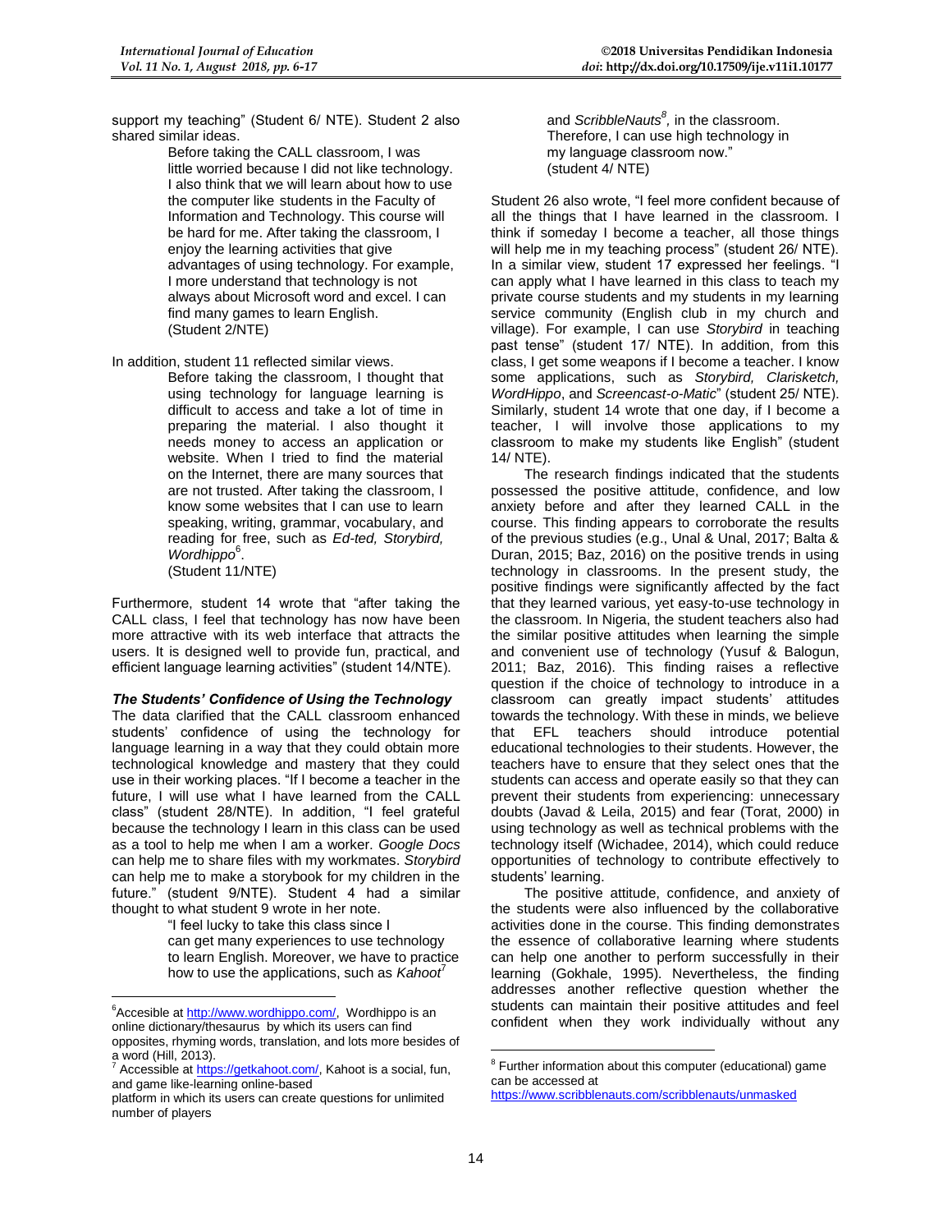support my teaching" (Student 6/ NTE). Student 2 also shared similar ideas.

> Before taking the CALL classroom, I was little worried because I did not like technology. I also think that we will learn about how to use the computer like students in the Faculty of Information and Technology. This course will be hard for me. After taking the classroom, I enjoy the learning activities that give advantages of using technology. For example, I more understand that technology is not always about Microsoft word and excel. I can find many games to learn English.
> (Student 2/NTE)

In addition, student 11 reflected similar views.

> Before taking the classroom, I thought that using technology for language learning is difficult to access and take a lot of time in preparing the material. I also thought it needs money to access an application or website. When I tried to find the material on the Internet, there are many sources that are not trusted. After taking the classroom, I know some websites that I can use to learn speaking, writing, grammar, vocabulary, and reading for free, such as *Ed-ted, Storybird, Wordhippo*[6].
> (Student 11/NTE)

Furthermore, student 14 wrote that "after taking the CALL class, I feel that technology has now have been more attractive with its web interface that attracts the users. It is designed well to provide fun, practical, and efficient language learning activities" (student 14/NTE).

***The Students' Confidence of Using the Technology***

The data clarified that the CALL classroom enhanced students' confidence of using the technology for language learning in a way that they could obtain more technological knowledge and mastery that they could use in their working places. "If I become a teacher in the future, I will use what I have learned from the CALL class" (student 28/NTE). In addition, "I feel grateful because the technology I learn in this class can be used as a tool to help me when I am a worker. *Google Docs* can help me to share files with my workmates. *Storybird* can help me to make a storybook for my children in the future." (student 9/NTE). Student 4 had a similar thought to what student 9 wrote in her note.

> "I feel lucky to take this class since I can get many experiences to use technology to learn English. Moreover, we have to practice how to use the applications, such as *Kahoot*[7] and *ScribbleNauts*[8], in the classroom. Therefore, I can use high technology in my language classroom now."
> (student 4/ NTE)

Student 26 also wrote, "I feel more confident because of all the things that I have learned in the classroom. I think if someday I become a teacher, all those things will help me in my teaching process" (student 26/ NTE). In a similar view, student 17 expressed her feelings. "I can apply what I have learned in this class to teach my private course students and my students in my learning service community (English club in my church and village). For example, I can use *Storybird* in teaching past tense" (student 17/ NTE). In addition, from this class, I get some weapons if I become a teacher. I know some applications, such as *Storybird, Clarisketch, WordHippo*, and *Screencast-o-Matic*" (student 25/ NTE). Similarly, student 14 wrote that one day, if I become a teacher, I will involve those applications to my classroom to make my students like English" (student 14/ NTE).

The research findings indicated that the students possessed the positive attitude, confidence, and low anxiety before and after they learned CALL in the course. This finding appears to corroborate the results of the previous studies (e.g., Unal & Unal, 2017; Balta & Duran, 2015; Baz, 2016) on the positive trends in using technology in classrooms. In the present study, the positive findings were significantly affected by the fact that they learned various, yet easy-to-use technology in the classroom. In Nigeria, the student teachers also had the similar positive attitudes when learning the simple and convenient use of technology (Yusuf & Balogun, 2011; Baz, 2016). This finding raises a reflective question if the choice of technology to introduce in a classroom can greatly impact students' attitudes towards the technology. With these in minds, we believe that EFL teachers should introduce potential educational technologies to their students. However, the teachers have to ensure that they select ones that the students can access and operate easily so that they can prevent their students from experiencing: unnecessary doubts (Javad & Leila, 2015) and fear (Torat, 2000) in using technology as well as technical problems with the technology itself (Wichadee, 2014), which could reduce opportunities of technology to contribute effectively to students' learning.

The positive attitude, confidence, and anxiety of the students were also influenced by the collaborative activities done in the course. This finding demonstrates the essence of collaborative learning where students can help one another to perform successfully in their learning (Gokhale, 1995). Nevertheless, the finding addresses another reflective question whether the students can maintain their positive attitudes and feel confident when they work individually without any

---

[6] Accesible at http://www.wordhippo.com/, Wordhippo is an online dictionary/thesaurus by which its users can find opposites, rhyming words, translation, and lots more besides of a word (Hill, 2013).

[7] Accessible at https://getkahoot.com/, Kahoot is a social, fun, and game like-learning online-based platform in which its users can create questions for unlimited number of players

[8] Further information about this computer (educational) game can be accessed at https://www.scribblenauts.com/scribblenauts/unmasked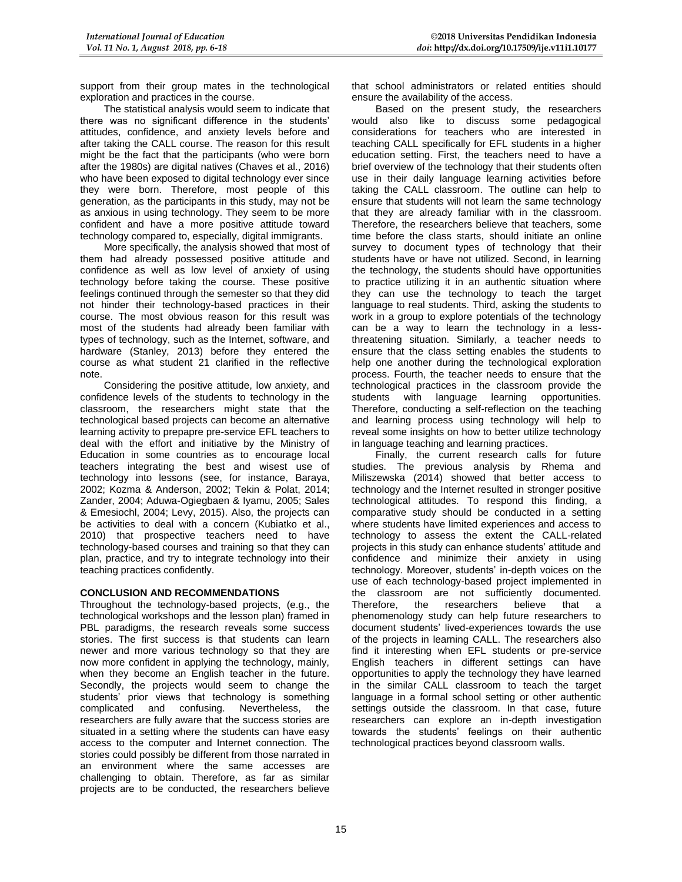support from their group mates in the technological exploration and practices in the course.

The statistical analysis would seem to indicate that there was no significant difference in the students' attitudes, confidence, and anxiety levels before and after taking the CALL course. The reason for this result might be the fact that the participants (who were born after the 1980s) are digital natives (Chaves et al., 2016) who have been exposed to digital technology ever since they were born. Therefore, most people of this generation, as the participants in this study, may not be as anxious in using technology. They seem to be more confident and have a more positive attitude toward technology compared to, especially, digital immigrants.

More specifically, the analysis showed that most of them had already possessed positive attitude and confidence as well as low level of anxiety of using technology before taking the course. These positive feelings continued through the semester so that they did not hinder their technology-based practices in their course. The most obvious reason for this result was most of the students had already been familiar with types of technology, such as the Internet, software, and hardware (Stanley, 2013) before they entered the course as what student 21 clarified in the reflective note.

Considering the positive attitude, low anxiety, and confidence levels of the students to technology in the classroom, the researchers might state that the technological based projects can become an alternative learning activity to prepapre pre-service EFL teachers to deal with the effort and initiative by the Ministry of Education in some countries as to encourage local teachers integrating the best and wisest use of technology into lessons (see, for instance, Baraya, 2002; Kozma & Anderson, 2002; Tekin & Polat, 2014; Zander, 2004; Aduwa-Ogiegbaen & Iyamu, 2005; Sales & Emesiochl, 2004; Levy, 2015). Also, the projects can be activities to deal with a concern (Kubiatko et al., 2010) that prospective teachers need to have technology-based courses and training so that they can plan, practice, and try to integrate technology into their teaching practices confidently.

## CONCLUSION AND RECOMMENDATIONS

Throughout the technology-based projects, (e.g., the technological workshops and the lesson plan) framed in PBL paradigms, the research reveals some success stories. The first success is that students can learn newer and more various technology so that they are now more confident in applying the technology, mainly, when they become an English teacher in the future. Secondly, the projects would seem to change the students' prior views that technology is something complicated and confusing. Nevertheless, the researchers are fully aware that the success stories are situated in a setting where the students can have easy access to the computer and Internet connection. The stories could possibly be different from those narrated in an environment where the same accesses are challenging to obtain. Therefore, as far as similar projects are to be conducted, the researchers believe that school administrators or related entities should ensure the availability of the access.

Based on the present study, the researchers would also like to discuss some pedagogical considerations for teachers who are interested in teaching CALL specifically for EFL students in a higher education setting. First, the teachers need to have a brief overview of the technology that their students often use in their daily language learning activities before taking the CALL classroom. The outline can help to ensure that students will not learn the same technology that they are already familiar with in the classroom. Therefore, the researchers believe that teachers, some time before the class starts, should initiate an online survey to document types of technology that their students have or have not utilized. Second, in learning the technology, the students should have opportunities to practice utilizing it in an authentic situation where they can use the technology to teach the target language to real students. Third, asking the students to work in a group to explore potentials of the technology can be a way to learn the technology in a less-threatening situation. Similarly, a teacher needs to ensure that the class setting enables the students to help one another during the technological exploration process. Fourth, the teacher needs to ensure that the technological practices in the classroom provide the students with language learning opportunities. Therefore, conducting a self-reflection on the teaching and learning process using technology will help to reveal some insights on how to better utilize technology in language teaching and learning practices.

Finally, the current research calls for future studies. The previous analysis by Rhema and Miliszewska (2014) showed that better access to technology and the Internet resulted in stronger positive technological attitudes. To respond this finding, a comparative study should be conducted in a setting where students have limited experiences and access to technology to assess the extent the CALL-related projects in this study can enhance students' attitude and confidence and minimize their anxiety in using technology. Moreover, students' in-depth voices on the use of each technology-based project implemented in the classroom are not sufficiently documented. Therefore, the researchers believe that a phenomenology study can help future researchers to document students' lived-experiences towards the use of the projects in learning CALL. The researchers also find it interesting when EFL students or pre-service English teachers in different settings can have opportunities to apply the technology they have learned in the similar CALL classroom to teach the target language in a formal school setting or other authentic settings outside the classroom. In that case, future researchers can explore an in-depth investigation towards the students' feelings on their authentic technological practices beyond classroom walls.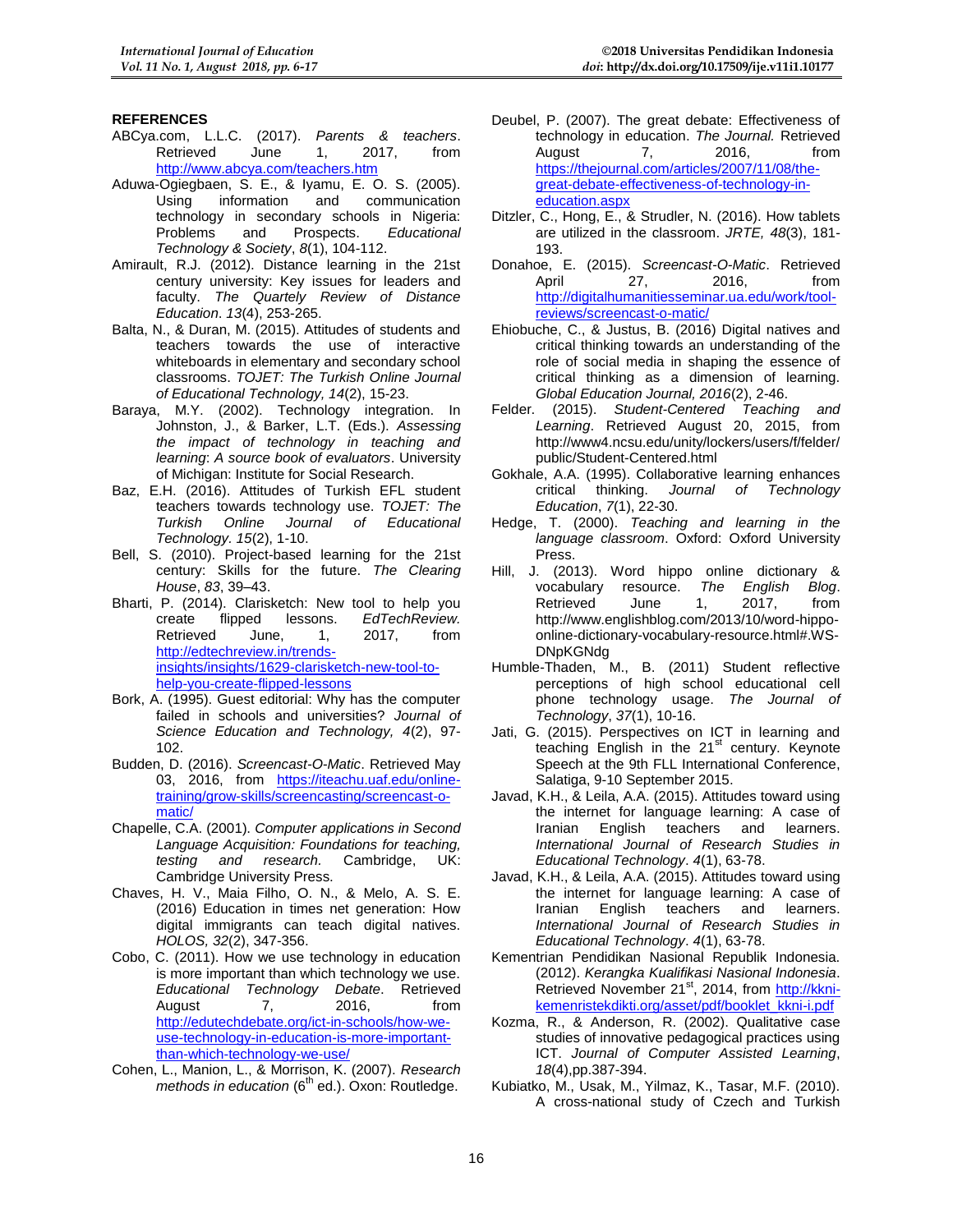## REFERENCES

ABCya.com, L.L.C. (2017). *Parents & teachers*. Retrieved June 1, 2017, from http://www.abcya.com/teachers.htm

Aduwa-Ogiegbaen, S. E., & Iyamu, E. O. S. (2005). Using information and communication technology in secondary schools in Nigeria: Problems and Prospects. *Educational Technology & Society*, *8*(1), 104-112.

Amirault, R.J. (2012). Distance learning in the 21st century university: Key issues for leaders and faculty. *The Quartely Review of Distance Education*. *13*(4), 253-265.

Balta, N., & Duran, M. (2015). Attitudes of students and teachers towards the use of interactive whiteboards in elementary and secondary school classrooms. *TOJET: The Turkish Online Journal of Educational Technology, 14*(2), 15-23.

Baraya, M.Y. (2002). Technology integration. In Johnston, J., & Barker, L.T. (Eds.). *Assessing the impact of technology in teaching and learning*: *A source book of evaluators*. University of Michigan: Institute for Social Research.

Baz, E.H. (2016). Attitudes of Turkish EFL student teachers towards technology use. *TOJET: The Turkish Online Journal of Educational Technology. 15*(2), 1-10.

Bell, S. (2010). Project-based learning for the 21st century: Skills for the future. *The Clearing House*, *83*, 39–43.

Bharti, P. (2014). Clarisketch: New tool to help you create flipped lessons. *EdTechReview.* Retrieved June, 1, 2017, from http://edtechreview.in/trends-insights/insights/1629-clarisketch-new-tool-to-help-you-create-flipped-lessons

Bork, A. (1995). Guest editorial: Why has the computer failed in schools and universities? *Journal of Science Education and Technology, 4*(2), 97-102.

Budden, D. (2016). *Screencast-O-Matic*. Retrieved May 03, 2016, from https://iteachu.uaf.edu/online-training/grow-skills/screencasting/screencast-o-matic/

Chapelle, C.A. (2001). *Computer applications in Second Language Acquisition: Foundations for teaching, testing and research.* Cambridge, UK: Cambridge University Press.

Chaves, H. V., Maia Filho, O. N., & Melo, A. S. E. (2016) Education in times net generation: How digital immigrants can teach digital natives. *HOLOS, 32*(2), 347-356.

Cobo, C. (2011). How we use technology in education is more important than which technology we use. *Educational Technology Debate*. Retrieved August 7, 2016, from http://edutechdebate.org/ict-in-schools/how-we-use-technology-in-education-is-more-important-than-which-technology-we-use/

Cohen, L., Manion, L., & Morrison, K. (2007). *Research methods in education* (6th ed.). Oxon: Routledge.

Deubel, P. (2007). The great debate: Effectiveness of technology in education. *The Journal.* Retrieved August 7, 2016, from https://thejournal.com/articles/2007/11/08/the-great-debate-effectiveness-of-technology-in-education.aspx

Ditzler, C., Hong, E., & Strudler, N. (2016). How tablets are utilized in the classroom. *JRTE, 48*(3), 181-193.

Donahoe, E. (2015). *Screencast-O-Matic*. Retrieved April 27, 2016, from http://digitalhumanitiesseminar.ua.edu/work/tool-reviews/screencast-o-matic/

Ehiobuche, C., & Justus, B. (2016) Digital natives and critical thinking towards an understanding of the role of social media in shaping the essence of critical thinking as a dimension of learning. *Global Education Journal, 2016*(2), 2-46.

Felder. (2015). *Student-Centered Teaching and Learning*. Retrieved August 20, 2015, from http://www4.ncsu.edu/unity/lockers/users/f/felder/public/Student-Centered.html

Gokhale, A.A. (1995). Collaborative learning enhances critical thinking. *Journal of Technology Education*, *7*(1), 22-30.

Hedge, T. (2000). *Teaching and learning in the language classroom*. Oxford: Oxford University Press.

Hill, J. (2013). Word hippo online dictionary & vocabulary resource. *The English Blog*. Retrieved June 1, 2017, from http://www.englishblog.com/2013/10/word-hippo-online-dictionary-vocabulary-resource.html#.WS-DNpKGNdg

Humble-Thaden, M., B. (2011) Student reflective perceptions of high school educational cell phone technology usage. *The Journal of Technology*, *37*(1), 10-16.

Jati, G. (2015). Perspectives on ICT in learning and teaching English in the 21st century. Keynote Speech at the 9th FLL International Conference, Salatiga, 9-10 September 2015.

Javad, K.H., & Leila, A.A. (2015). Attitudes toward using the internet for language learning: A case of Iranian English teachers and learners. *International Journal of Research Studies in Educational Technology*. *4*(1), 63-78.

Javad, K.H., & Leila, A.A. (2015). Attitudes toward using the internet for language learning: A case of Iranian English teachers and learners. *International Journal of Research Studies in Educational Technology*. *4*(1), 63-78.

Kementrian Pendidikan Nasional Republik Indonesia. (2012). *Kerangka Kualifikasi Nasional Indonesia*. Retrieved November 21st, 2014, from http://kkni-kemenristekdikti.org/asset/pdf/booklet_kkni-i.pdf

Kozma, R., & Anderson, R. (2002). Qualitative case studies of innovative pedagogical practices using ICT. *Journal of Computer Assisted Learning*, *18*(4),pp.387-394.

Kubiatko, M., Usak, M., Yilmaz, K., Tasar, M.F. (2010). A cross-national study of Czech and Turkish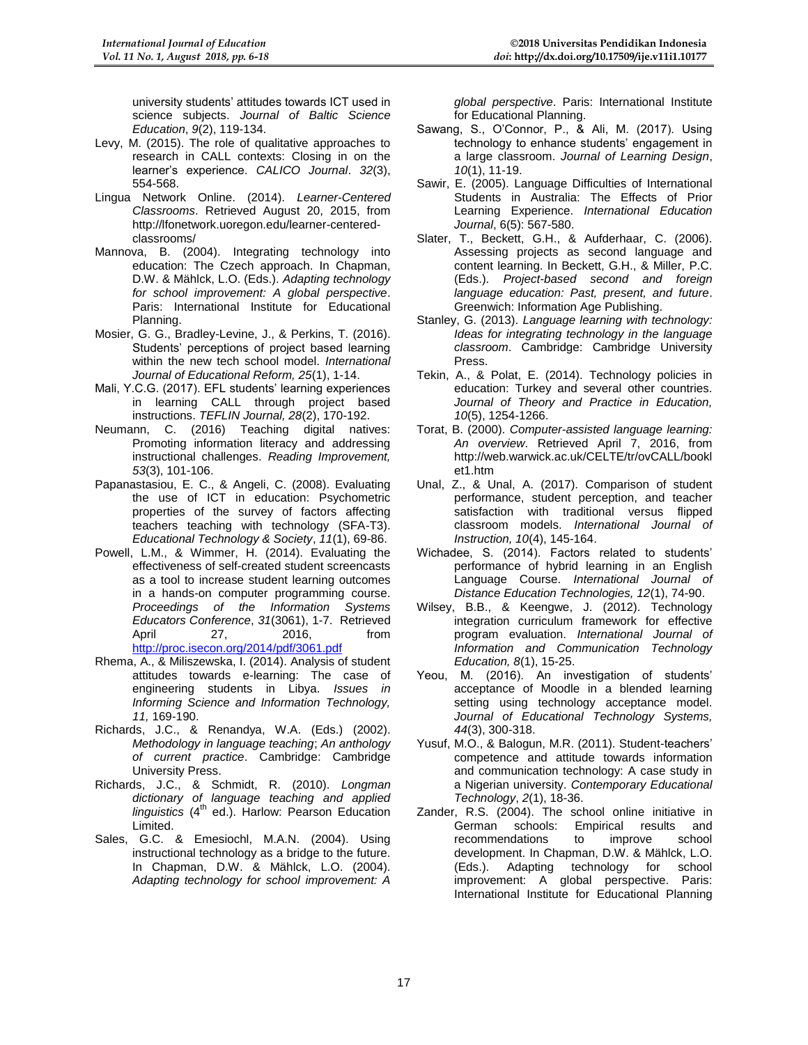university students' attitudes towards ICT used in science subjects. *Journal of Baltic Science Education*, *9*(2), 119-134.

Levy, M. (2015). The role of qualitative approaches to research in CALL contexts: Closing in on the learner's experience. *CALICO Journal*. *32*(3), 554-568.

Lingua Network Online. (2014). *Learner-Centered Classrooms*. Retrieved August 20, 2015, from http://lfonetwork.uoregon.edu/learner-centered-classrooms/

Mannova, B. (2004). Integrating technology into education: The Czech approach. In Chapman, D.W. & Mählck, L.O. (Eds.). *Adapting technology for school improvement: A global perspective*. Paris: International Institute for Educational Planning.

Mosier, G. G., Bradley-Levine, J., & Perkins, T. (2016). Students' perceptions of project based learning within the new tech school model. *International Journal of Educational Reform, 25*(1), 1-14.

Mali, Y.C.G. (2017). EFL students' learning experiences in learning CALL through project based instructions. *TEFLIN Journal, 28*(2), 170-192.

Neumann, C. (2016) Teaching digital natives: Promoting information literacy and addressing instructional challenges. *Reading Improvement, 53*(3), 101-106.

Papanastasiou, E. C., & Angeli, C. (2008). Evaluating the use of ICT in education: Psychometric properties of the survey of factors affecting teachers teaching with technology (SFA-T3). *Educational Technology & Society*, *11*(1), 69-86.

Powell, L.M., & Wimmer, H. (2014). Evaluating the effectiveness of self-created student screencasts as a tool to increase student learning outcomes in a hands-on computer programming course. *Proceedings of the Information Systems Educators Conference*, *31*(3061), 1-7. Retrieved April 27, 2016, from http://proc.isecon.org/2014/pdf/3061.pdf

Rhema, A., & Miliszewska, I. (2014). Analysis of student attitudes towards e-learning: The case of engineering students in Libya. *Issues in Informing Science and Information Technology, 11,* 169-190.

Richards, J.C., & Renandya, W.A. (Eds.) (2002). *Methodology in language teaching*; *An anthology of current practice*. Cambridge: Cambridge University Press.

Richards, J.C., & Schmidt, R. (2010). *Longman dictionary of language teaching and applied linguistics* (4th ed.). Harlow: Pearson Education Limited.

Sales, G.C. & Emesiochl, M.A.N. (2004). Using instructional technology as a bridge to the future. In Chapman, D.W. & Mählck, L.O. (2004). *Adapting technology for school improvement: A global perspective*. Paris: International Institute for Educational Planning.

Sawang, S., O'Connor, P., & Ali, M. (2017). Using technology to enhance students' engagement in a large classroom. *Journal of Learning Design*, *10*(1), 11-19.

Sawir, E. (2005). Language Difficulties of International Students in Australia: The Effects of Prior Learning Experience. *International Education Journal*, 6(5): 567-580.

Slater, T., Beckett, G.H., & Aufderhaar, C. (2006). Assessing projects as second language and content learning. In Beckett, G.H., & Miller, P.C. (Eds.). *Project-based second and foreign language education: Past, present, and future*. Greenwich: Information Age Publishing.

Stanley, G. (2013). *Language learning with technology: Ideas for integrating technology in the language classroom*. Cambridge: Cambridge University Press.

Tekin, A., & Polat, E. (2014). Technology policies in education: Turkey and several other countries. *Journal of Theory and Practice in Education, 10*(5), 1254-1266.

Torat, B. (2000). *Computer-assisted language learning: An overview*. Retrieved April 7, 2016, from http://web.warwick.ac.uk/CELTE/tr/ovCALL/booklet1.htm

Unal, Z., & Unal, A. (2017). Comparison of student performance, student perception, and teacher satisfaction with traditional versus flipped classroom models. *International Journal of Instruction, 10*(4), 145-164.

Wichadee, S. (2014). Factors related to students' performance of hybrid learning in an English Language Course. *International Journal of Distance Education Technologies, 12*(1), 74-90.

Wilsey, B.B., & Keengwe, J. (2012). Technology integration curriculum framework for effective program evaluation. *International Journal of Information and Communication Technology Education, 8*(1), 15-25.

Yeou, M. (2016). An investigation of students' acceptance of Moodle in a blended learning setting using technology acceptance model. *Journal of Educational Technology Systems, 44*(3), 300-318.

Yusuf, M.O., & Balogun, M.R. (2011). Student-teachers' competence and attitude towards information and communication technology: A case study in a Nigerian university. *Contemporary Educational Technology*, *2*(1), 18-36.

Zander, R.S. (2004). The school online initiative in German schools: Empirical results and recommendations to improve school development. In Chapman, D.W. & Mählck, L.O. (Eds.). Adapting technology for school improvement: A global perspective. Paris: International Institute for Educational Planning